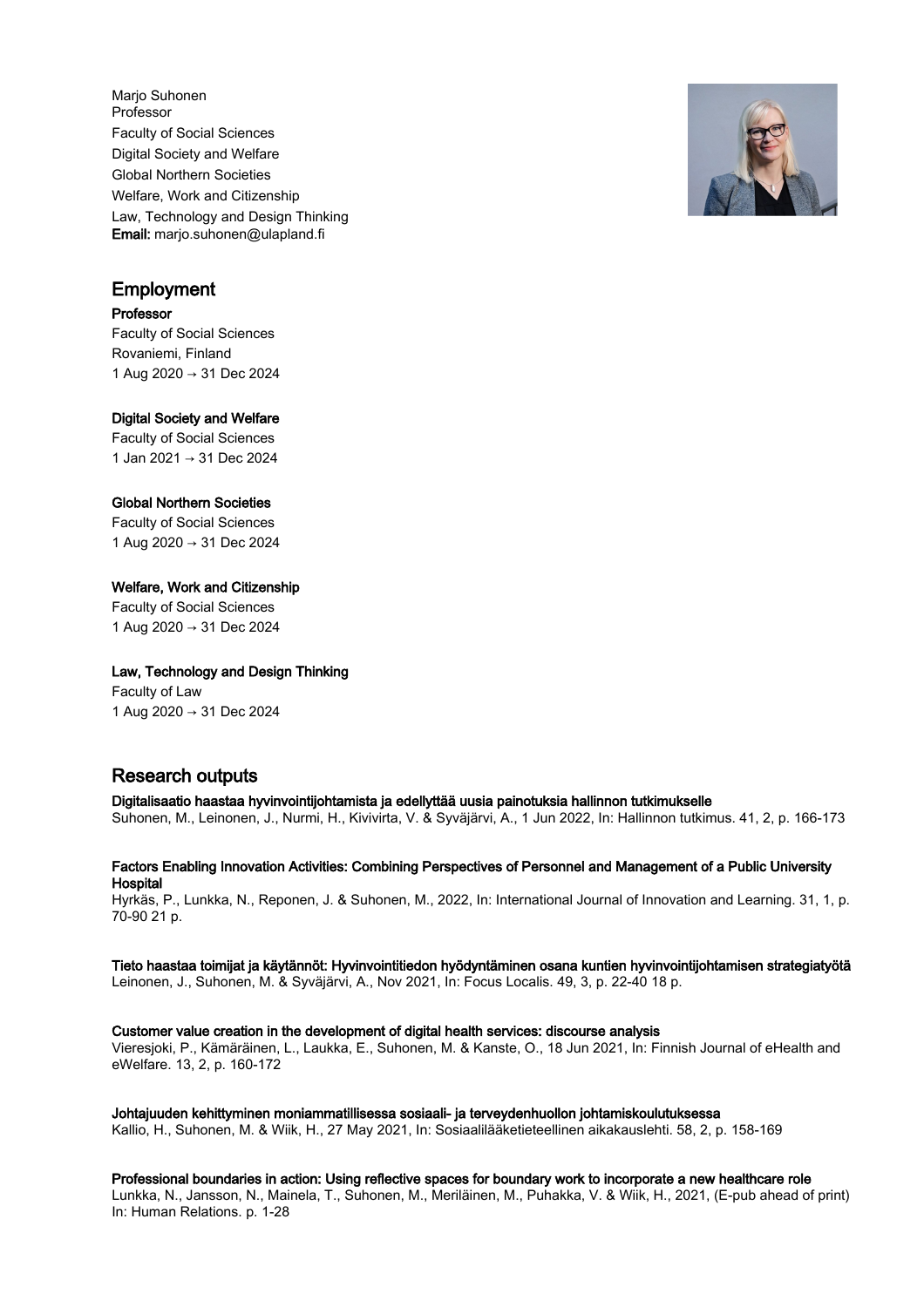Marjo Suhonen
Professor
Faculty of Social Sciences
Digital Society and Welfare
Global Northern Societies
Welfare, Work and Citizenship
Law, Technology and Design Thinking
**Email:** marjo.suhonen@ulapland.fi

## Employment

**Professor**
Faculty of Social Sciences
Rovaniemi, Finland
1 Aug 2020 → 31 Dec 2024

**Digital Society and Welfare**
Faculty of Social Sciences
1 Jan 2021 → 31 Dec 2024

**Global Northern Societies**
Faculty of Social Sciences
1 Aug 2020 → 31 Dec 2024

**Welfare, Work and Citizenship**
Faculty of Social Sciences
1 Aug 2020 → 31 Dec 2024

**Law, Technology and Design Thinking**
Faculty of Law
1 Aug 2020 → 31 Dec 2024

## Research outputs

**Digitalisaatio haastaa hyvinvointijohtamista ja edellyttää uusia painotuksia hallinnon tutkimukselle**
Suhonen, M., Leinonen, J., Nurmi, H., Kivivirta, V. & Syväjärvi, A., 1 Jun 2022, In: Hallinnon tutkimus. 41, 2, p. 166-173

**Factors Enabling Innovation Activities: Combining Perspectives of Personnel and Management of a Public University Hospital**
Hyrkäs, P., Lunkka, N., Reponen, J. & Suhonen, M., 2022, In: International Journal of Innovation and Learning. 31, 1, p. 70-90 21 p.

**Tieto haastaa toimijat ja käytännöt: Hyvinvointitiedon hyödyntäminen osana kuntien hyvinvointijohtamisen strategiatyötä**
Leinonen, J., Suhonen, M. & Syväjärvi, A., Nov 2021, In: Focus Localis. 49, 3, p. 22-40 18 p.

**Customer value creation in the development of digital health services: discourse analysis**
Vieresjoki, P., Kämäräinen, L., Laukka, E., Suhonen, M. & Kanste, O., 18 Jun 2021, In: Finnish Journal of eHealth and eWelfare. 13, 2, p. 160-172

**Johtajuuden kehittyminen moniammatillisessa sosiaali- ja terveydenhuollon johtamiskoulutuksessa**
Kallio, H., Suhonen, M. & Wiik, H., 27 May 2021, In: Sosiaalilääketieteellinen aikakauslehti. 58, 2, p. 158-169

**Professional boundaries in action: Using reflective spaces for boundary work to incorporate a new healthcare role**
Lunkka, N., Jansson, N., Mainela, T., Suhonen, M., Meriläinen, M., Puhakka, V. & Wiik, H., 2021, (E-pub ahead of print) In: Human Relations. p. 1-28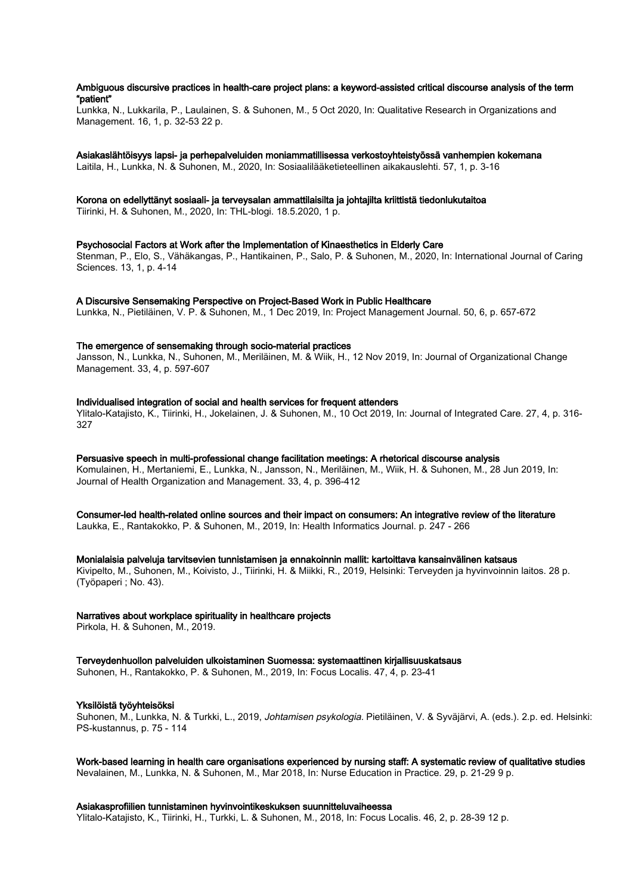**Ambiguous discursive practices in health-care project plans: a keyword-assisted critical discourse analysis of the term "patient"**

Lunkka, N., Lukkarila, P., Laulainen, S. & Suhonen, M., 5 Oct 2020, In: Qualitative Research in Organizations and Management. 16, 1, p. 32-53 22 p.

**Asiakaslähtöisyys lapsi- ja perhepalveluiden moniammatillisessa verkostoyhteistyössä vanhempien kokemana**

Laitila, H., Lunkka, N. & Suhonen, M., 2020, In: Sosiaalilääketieteellinen aikakauslehti. 57, 1, p. 3-16

**Korona on edellyttänyt sosiaali- ja terveysalan ammattilaisilta ja johtajilta kriittistä tiedonlukutaitoa**

Tiirinki, H. & Suhonen, M., 2020, In: THL-blogi. 18.5.2020, 1 p.

**Psychosocial Factors at Work after the Implementation of Kinaesthetics in Elderly Care**

Stenman, P., Elo, S., Vähäkangas, P., Hantikainen, P., Salo, P. & Suhonen, M., 2020, In: International Journal of Caring Sciences. 13, 1, p. 4-14

**A Discursive Sensemaking Perspective on Project-Based Work in Public Healthcare**

Lunkka, N., Pietiläinen, V. P. & Suhonen, M., 1 Dec 2019, In: Project Management Journal. 50, 6, p. 657-672

**The emergence of sensemaking through socio-material practices**

Jansson, N., Lunkka, N., Suhonen, M., Meriläinen, M. & Wiik, H., 12 Nov 2019, In: Journal of Organizational Change Management. 33, 4, p. 597-607

**Individualised integration of social and health services for frequent attenders**

Ylitalo-Katajisto, K., Tiirinki, H., Jokelainen, J. & Suhonen, M., 10 Oct 2019, In: Journal of Integrated Care. 27, 4, p. 316-327

**Persuasive speech in multi-professional change facilitation meetings: A rhetorical discourse analysis**

Komulainen, H., Mertaniemi, E., Lunkka, N., Jansson, N., Meriläinen, M., Wiik, H. & Suhonen, M., 28 Jun 2019, In: Journal of Health Organization and Management. 33, 4, p. 396-412

**Consumer-led health-related online sources and their impact on consumers: An integrative review of the literature**

Laukka, E., Rantakokko, P. & Suhonen, M., 2019, In: Health Informatics Journal. p. 247 - 266

**Monialaisia palveluja tarvitsevien tunnistamisen ja ennakoinnin mallit: kartoittava kansainvälinen katsaus**

Kivipelto, M., Suhonen, M., Koivisto, J., Tiirinki, H. & Miikki, R., 2019, Helsinki: Terveyden ja hyvinvoinnin laitos. 28 p. (Työpaperi ; No. 43).

**Narratives about workplace spirituality in healthcare projects**

Pirkola, H. & Suhonen, M., 2019.

**Terveydenhuollon palveluiden ulkoistaminen Suomessa: systemaattinen kirjallisuuskatsaus**

Suhonen, H., Rantakokko, P. & Suhonen, M., 2019, In: Focus Localis. 47, 4, p. 23-41

**Yksilöistä työyhteisöksi**

Suhonen, M., Lunkka, N. & Turkki, L., 2019, *Johtamisen psykologia.* Pietiläinen, V. & Syväjärvi, A. (eds.). 2.p. ed. Helsinki: PS-kustannus, p. 75 - 114

**Work-based learning in health care organisations experienced by nursing staff: A systematic review of qualitative studies**

Nevalainen, M., Lunkka, N. & Suhonen, M., Mar 2018, In: Nurse Education in Practice. 29, p. 21-29 9 p.

**Asiakasprofiilien tunnistaminen hyvinvointikeskuksen suunnitteluvaiheessa**

Ylitalo-Katajisto, K., Tiirinki, H., Turkki, L. & Suhonen, M., 2018, In: Focus Localis. 46, 2, p. 28-39 12 p.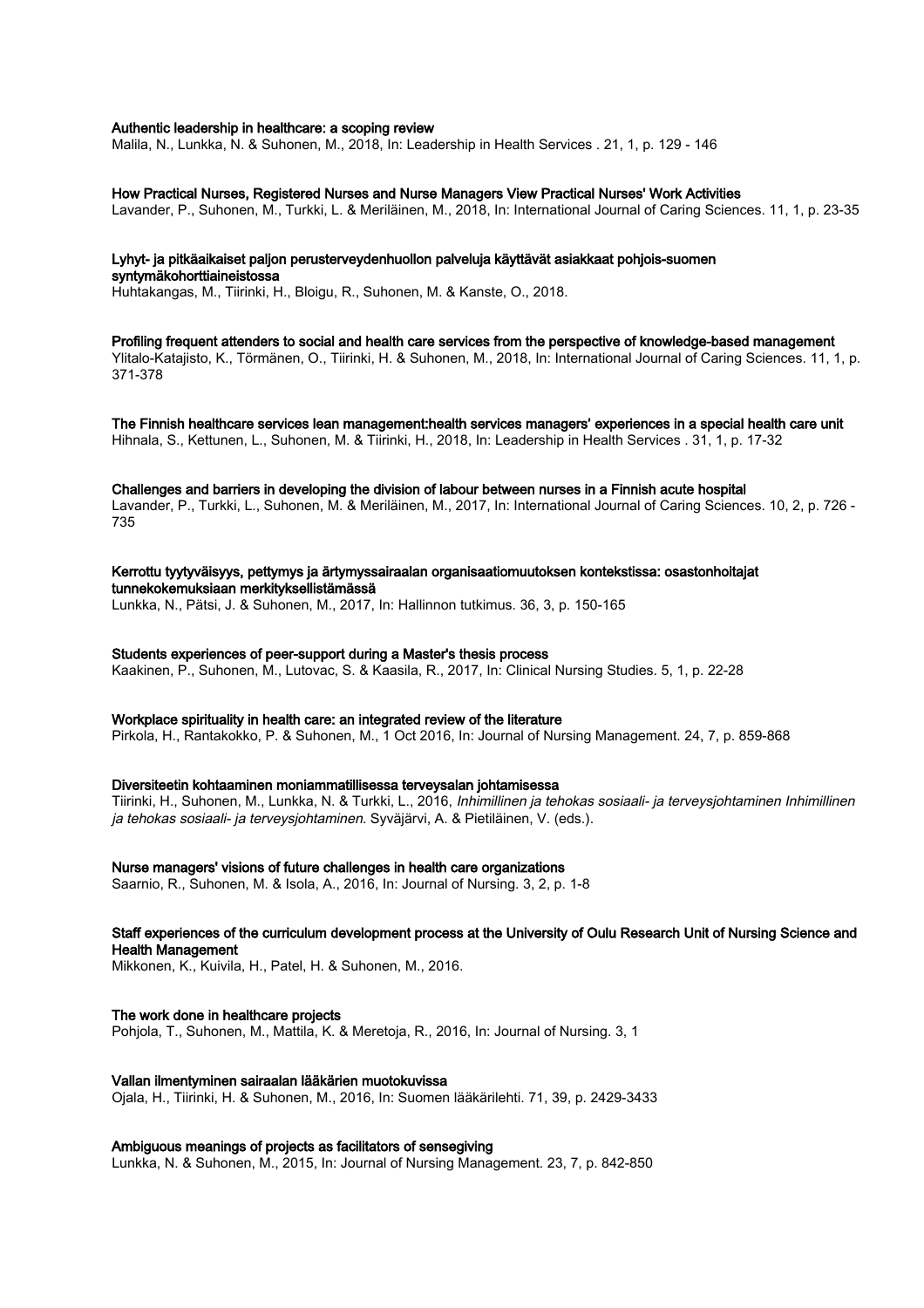**Authentic leadership in healthcare: a scoping review**
Malila, N., Lunkka, N. & Suhonen, M., 2018, In: Leadership in Health Services . 21, 1, p. 129 - 146

**How Practical Nurses, Registered Nurses and Nurse Managers View Practical Nurses' Work Activities**
Lavander, P., Suhonen, M., Turkki, L. & Meriläinen, M., 2018, In: International Journal of Caring Sciences. 11, 1, p. 23-35

**Lyhyt- ja pitkäaikaiset paljon perusterveydenhuollon palveluja käyttävät asiakkaat pohjois-suomen syntymäkohorttiaineistossa**
Huhtakangas, M., Tiirinki, H., Bloigu, R., Suhonen, M. & Kanste, O., 2018.

**Profiling frequent attenders to social and health care services from the perspective of knowledge-based management**
Ylitalo-Katajisto, K., Törmänen, O., Tiirinki, H. & Suhonen, M., 2018, In: International Journal of Caring Sciences. 11, 1, p. 371-378

**The Finnish healthcare services lean management:health services managers' experiences in a special health care unit**
Hihnala, S., Kettunen, L., Suhonen, M. & Tiirinki, H., 2018, In: Leadership in Health Services . 31, 1, p. 17-32

**Challenges and barriers in developing the division of labour between nurses in a Finnish acute hospital**
Lavander, P., Turkki, L., Suhonen, M. & Meriläinen, M., 2017, In: International Journal of Caring Sciences. 10, 2, p. 726 - 735

**Kerrottu tyytyväisyys, pettymys ja ärtymyssairaalan organisaatiomuutoksen kontekstissa: osastonhoitajat tunnekokemuksiaan merkityksellistämässä**
Lunkka, N., Pätsi, J. & Suhonen, M., 2017, In: Hallinnon tutkimus. 36, 3, p. 150-165

**Students experiences of peer-support during a Master's thesis process**
Kaakinen, P., Suhonen, M., Lutovac, S. & Kaasila, R., 2017, In: Clinical Nursing Studies. 5, 1, p. 22-28

**Workplace spirituality in health care: an integrated review of the literature**
Pirkola, H., Rantakokko, P. & Suhonen, M., 1 Oct 2016, In: Journal of Nursing Management. 24, 7, p. 859-868

**Diversiteetin kohtaaminen moniammatillisessa terveysalan johtamisessa**
Tiirinki, H., Suhonen, M., Lunkka, N. & Turkki, L., 2016, *Inhimillinen ja tehokas sosiaali- ja terveysjohtaminen Inhimillinen ja tehokas sosiaali- ja terveysjohtaminen.* Syväjärvi, A. & Pietiläinen, V. (eds.).

**Nurse managers' visions of future challenges in health care organizations**
Saarnio, R., Suhonen, M. & Isola, A., 2016, In: Journal of Nursing. 3, 2, p. 1-8

**Staff experiences of the curriculum development process at the University of Oulu Research Unit of Nursing Science and Health Management**
Mikkonen, K., Kuivila, H., Patel, H. & Suhonen, M., 2016.

**The work done in healthcare projects**
Pohjola, T., Suhonen, M., Mattila, K. & Meretoja, R., 2016, In: Journal of Nursing. 3, 1

**Vallan ilmentyminen sairaalan lääkärien muotokuvissa**
Ojala, H., Tiirinki, H. & Suhonen, M., 2016, In: Suomen lääkärilehti. 71, 39, p. 2429-3433

**Ambiguous meanings of projects as facilitators of sensegiving**
Lunkka, N. & Suhonen, M., 2015, In: Journal of Nursing Management. 23, 7, p. 842-850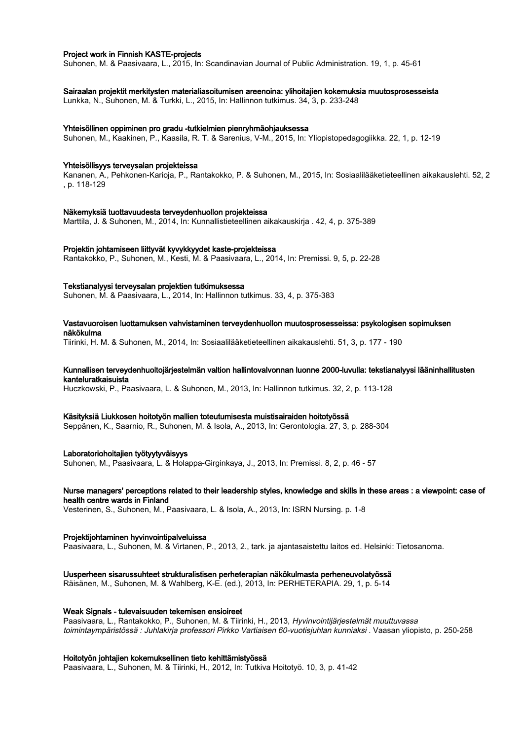**Project work in Finnish KASTE-projects**
Suhonen, M. & Paasivaara, L., 2015, In: Scandinavian Journal of Public Administration. 19, 1, p. 45-61

**Sairaalan projektit merkitysten materialiasoitumisen areenoina: ylihoitajien kokemuksia muutosprosesseista**
Lunkka, N., Suhonen, M. & Turkki, L., 2015, In: Hallinnon tutkimus. 34, 3, p. 233-248

**Yhteisöllinen oppiminen pro gradu -tutkielmien pienryhmäohjauksessa**
Suhonen, M., Kaakinen, P., Kaasila, R. T. & Sarenius, V-M., 2015, In: Yliopistopedagogiikka. 22, 1, p. 12-19

**Yhteisöllisyys terveysalan projekteissa**
Kananen, A., Pehkonen-Karioja, P., Rantakokko, P. & Suhonen, M., 2015, In: Sosiaalilääketieteellinen aikakauslehti. 52, 2, p. 118-129

**Näkemyksiä tuottavuudesta terveydenhuollon projekteissa**
Marttila, J. & Suhonen, M., 2014, In: Kunnallistieteellinen aikakauskirja . 42, 4, p. 375-389

**Projektin johtamiseen liittyvät kyvykkyydet kaste-projekteissa**
Rantakokko, P., Suhonen, M., Kesti, M. & Paasivaara, L., 2014, In: Premissi. 9, 5, p. 22-28

**Tekstianalyysi terveysalan projektien tutkimuksessa**
Suhonen, M. & Paasivaara, L., 2014, In: Hallinnon tutkimus. 33, 4, p. 375-383

**Vastavuoroisen luottamuksen vahvistaminen terveydenhuollon muutosprosesseissa: psykologisen sopimuksen näkökulma**
Tiirinki, H. M. & Suhonen, M., 2014, In: Sosiaalilääketieteellinen aikakauslehti. 51, 3, p. 177 - 190

**Kunnallisen terveydenhuoltojärjestelmän valtion hallintovalvonnan luonne 2000-luvulla: tekstianalyysi lääninhallitusten kanteluratkaisuista**
Huczkowski, P., Paasivaara, L. & Suhonen, M., 2013, In: Hallinnon tutkimus. 32, 2, p. 113-128

**Käsityksiä Liukkosen hoitotyön mallien toteutumisesta muistisairaiden hoitotyössä**
Seppänen, K., Saarnio, R., Suhonen, M. & Isola, A., 2013, In: Gerontologia. 27, 3, p. 288-304

**Laboratoriohoitajien työtyytyväisyys**
Suhonen, M., Paasivaara, L. & Holappa-Girginkaya, J., 2013, In: Premissi. 8, 2, p. 46 - 57

**Nurse managers' perceptions related to their leadership styles, knowledge and skills in these areas : a viewpoint: case of health centre wards in Finland**
Vesterinen, S., Suhonen, M., Paasivaara, L. & Isola, A., 2013, In: ISRN Nursing. p. 1-8

**Projektijohtaminen hyvinvointipalveluissa**
Paasivaara, L., Suhonen, M. & Virtanen, P., 2013, 2., tark. ja ajantasaistettu laitos ed. Helsinki: Tietosanoma.

**Uusperheen sisarussuhteet strukturalistisen perheterapian näkökulmasta perheneuvolatyössä**
Räisänen, M., Suhonen, M. & Wahlberg, K-E. (ed.), 2013, In: PERHETERAPIA. 29, 1, p. 5-14

**Weak Signals - tulevaisuuden tekemisen ensioireet**
Paasivaara, L., Rantakokko, P., Suhonen, M. & Tiirinki, H., 2013, *Hyvinvointijärjestelmät muuttuvassa toimintaympäristössä : Juhlakirja professori Pirkko Vartiaisen 60-vuotisjuhlan kunniaksi* . Vaasan yliopisto, p. 250-258

**Hoitotyön johtajien kokemuksellinen tieto kehittämistyössä**
Paasivaara, L., Suhonen, M. & Tiirinki, H., 2012, In: Tutkiva Hoitotyö. 10, 3, p. 41-42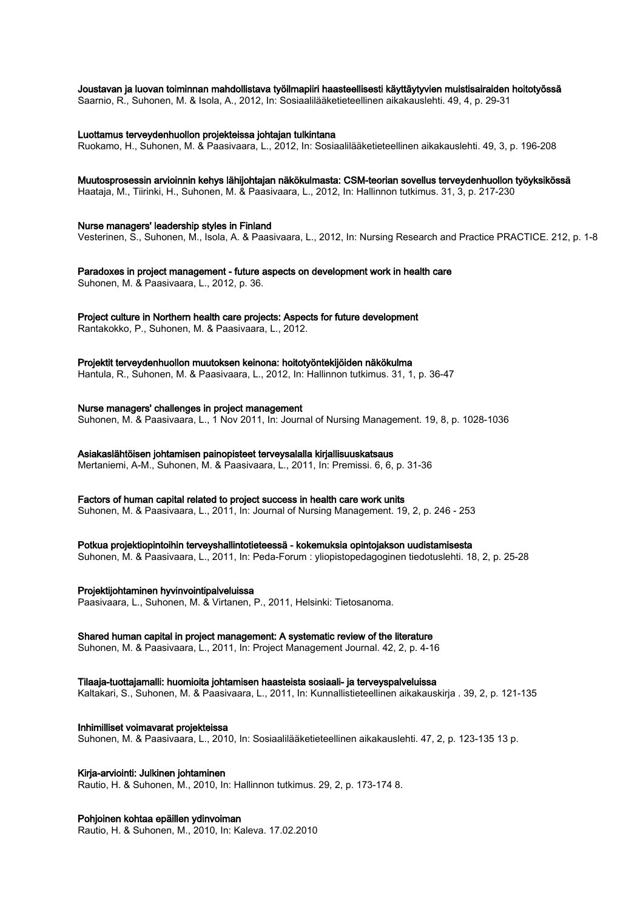**Joustavan ja luovan toiminnan mahdollistava työilmapiiri haasteellisesti käyttäytyvien muistisairaiden hoitotyössä**
Saarnio, R., Suhonen, M. & Isola, A., 2012, In: Sosiaalilääketieteellinen aikakauslehti. 49, 4, p. 29-31

**Luottamus terveydenhuollon projekteissa johtajan tulkintana**
Ruokamo, H., Suhonen, M. & Paasivaara, L., 2012, In: Sosiaalilääketieteellinen aikakauslehti. 49, 3, p. 196-208

**Muutosprosessin arvioinnin kehys lähijohtajan näkökulmasta: CSM-teorian sovellus terveydenhuollon työyksikössä**
Haataja, M., Tiirinki, H., Suhonen, M. & Paasivaara, L., 2012, In: Hallinnon tutkimus. 31, 3, p. 217-230

**Nurse managers' leadership styles in Finland**
Vesterinen, S., Suhonen, M., Isola, A. & Paasivaara, L., 2012, In: Nursing Research and Practice PRACTICE. 212, p. 1-8

**Paradoxes in project management - future aspects on development work in health care**
Suhonen, M. & Paasivaara, L., 2012, p. 36.

**Project culture in Northern health care projects: Aspects for future development**
Rantakokko, P., Suhonen, M. & Paasivaara, L., 2012.

**Projektit terveydenhuollon muutoksen keinona: hoitotyöntekijöiden näkökulma**
Hantula, R., Suhonen, M. & Paasivaara, L., 2012, In: Hallinnon tutkimus. 31, 1, p. 36-47

**Nurse managers' challenges in project management**
Suhonen, M. & Paasivaara, L., 1 Nov 2011, In: Journal of Nursing Management. 19, 8, p. 1028-1036

**Asiakaslähtöisen johtamisen painopisteet terveysalalla kirjallisuuskatsaus**
Mertaniemi, A-M., Suhonen, M. & Paasivaara, L., 2011, In: Premissi. 6, 6, p. 31-36

**Factors of human capital related to project success in health care work units**
Suhonen, M. & Paasivaara, L., 2011, In: Journal of Nursing Management. 19, 2, p. 246 - 253

**Potkua projektiopintoihin terveyshallintotieteessä - kokemuksia opintojakson uudistamisesta**
Suhonen, M. & Paasivaara, L., 2011, In: Peda-Forum : yliopistopedagoginen tiedotuslehti. 18, 2, p. 25-28

**Projektijohtaminen hyvinvointipalveluissa**
Paasivaara, L., Suhonen, M. & Virtanen, P., 2011, Helsinki: Tietosanoma.

**Shared human capital in project management: A systematic review of the literature**
Suhonen, M. & Paasivaara, L., 2011, In: Project Management Journal. 42, 2, p. 4-16

**Tilaaja-tuottajamalli: huomioita johtamisen haasteista sosiaali- ja terveyspalveluissa**
Kaltakari, S., Suhonen, M. & Paasivaara, L., 2011, In: Kunnallistieteellinen aikakauskirja . 39, 2, p. 121-135

**Inhimilliset voimavarat projekteissa**
Suhonen, M. & Paasivaara, L., 2010, In: Sosiaalilääketieteellinen aikakauslehti. 47, 2, p. 123-135 13 p.

**Kirja-arviointi: Julkinen johtaminen**
Rautio, H. & Suhonen, M., 2010, In: Hallinnon tutkimus. 29, 2, p. 173-174 8.

**Pohjoinen kohtaa epäillen ydinvoiman**
Rautio, H. & Suhonen, M., 2010, In: Kaleva. 17.02.2010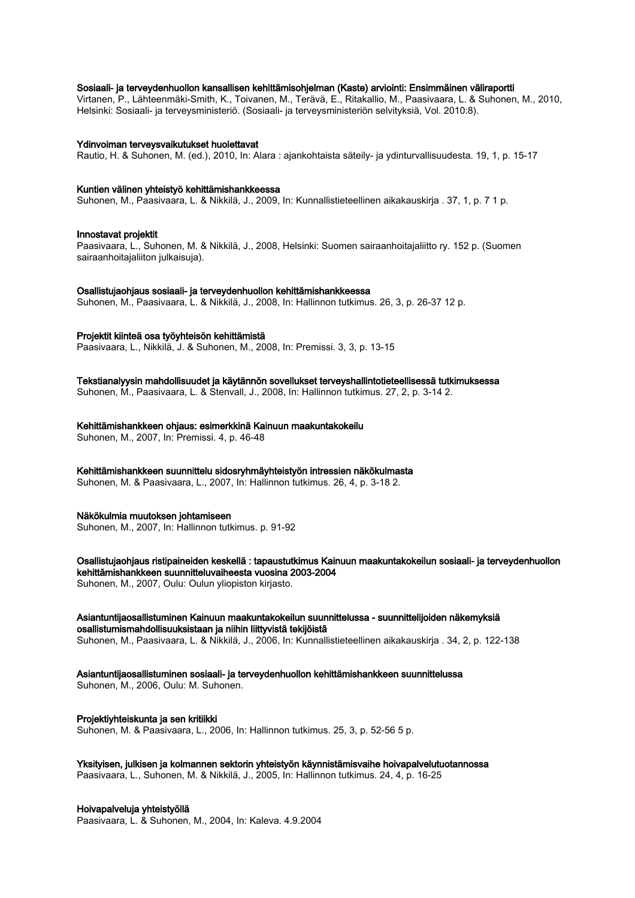**Sosiaali- ja terveydenhuollon kansallisen kehittämisohjelman (Kaste) arviointi: Ensimmäinen väliraportti**
Virtanen, P., Lähteenmäki-Smith, K., Toivanen, M., Terävä, E., Ritakallio, M., Paasivaara, L. & Suhonen, M., 2010, Helsinki: Sosiaali- ja terveysministeriö. (Sosiaali- ja terveysministeriön selvityksiä, Vol. 2010:8).

**Ydinvoiman terveysvaikutukset huolettavat**
Rautio, H. & Suhonen, M. (ed.), 2010, In: Alara : ajankohtaista säteily- ja ydinturvallisuudesta. 19, 1, p. 15-17

**Kuntien välinen yhteistyö kehittämishankkeessa**
Suhonen, M., Paasivaara, L. & Nikkilä, J., 2009, In: Kunnallistieteellinen aikakauskirja . 37, 1, p. 7 1 p.

**Innostavat projektit**
Paasivaara, L., Suhonen, M. & Nikkilä, J., 2008, Helsinki: Suomen sairaanhoitajaliitto ry. 152 p. (Suomen sairaanhoitajaliiton julkaisuja).

**Osallistujaohjaus sosiaali- ja terveydenhuollon kehittämishankkeessa**
Suhonen, M., Paasivaara, L. & Nikkilä, J., 2008, In: Hallinnon tutkimus. 26, 3, p. 26-37 12 p.

**Projektit kiinteä osa työyhteisön kehittämistä**
Paasivaara, L., Nikkilä, J. & Suhonen, M., 2008, In: Premissi. 3, 3, p. 13-15

**Tekstianalyysin mahdollisuudet ja käytännön sovellukset terveyshallintotieteellisessä tutkimuksessa**
Suhonen, M., Paasivaara, L. & Stenvall, J., 2008, In: Hallinnon tutkimus. 27, 2, p. 3-14 2.

**Kehittämishankkeen ohjaus: esimerkkinä Kainuun maakuntakokeilu**
Suhonen, M., 2007, In: Premissi. 4, p. 46-48

**Kehittämishankkeen suunnittelu sidosryhmäyhteistyön intressien näkökulmasta**
Suhonen, M. & Paasivaara, L., 2007, In: Hallinnon tutkimus. 26, 4, p. 3-18 2.

**Näkökulmia muutoksen johtamiseen**
Suhonen, M., 2007, In: Hallinnon tutkimus. p. 91-92

**Osallistujaohjaus ristipaineiden keskellä : tapaustutkimus Kainuun maakuntakokeilun sosiaali- ja terveydenhuollon kehittämishankkeen suunnitteluvaiheesta vuosina 2003-2004**
Suhonen, M., 2007, Oulu: Oulun yliopiston kirjasto.

**Asiantuntijaosallistuminen Kainuun maakuntakokeilun suunnittelussa - suunnittelijoiden näkemyksiä osallistumismahdollisuuksistaan ja niihin liittyvistä tekijöistä**
Suhonen, M., Paasivaara, L. & Nikkilä, J., 2006, In: Kunnallistieteellinen aikakauskirja . 34, 2, p. 122-138

**Asiantuntijaosallistuminen sosiaali- ja terveydenhuollon kehittämishankkeen suunnittelussa**
Suhonen, M., 2006, Oulu: M. Suhonen.

**Projektiyhteiskunta ja sen kritiikki**
Suhonen, M. & Paasivaara, L., 2006, In: Hallinnon tutkimus. 25, 3, p. 52-56 5 p.

**Yksityisen, julkisen ja kolmannen sektorin yhteistyön käynnistämisvaihe hoivapalvelutuotannossa**
Paasivaara, L., Suhonen, M. & Nikkilä, J., 2005, In: Hallinnon tutkimus. 24, 4, p. 16-25

**Hoivapalveluja yhteistyöllä**
Paasivaara, L. & Suhonen, M., 2004, In: Kaleva. 4.9.2004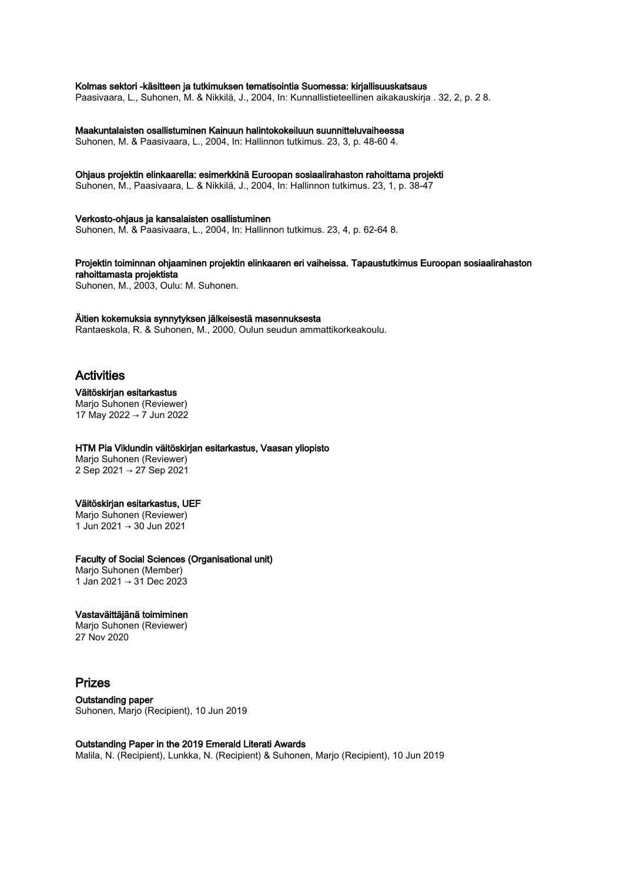**Kolmas sektori -käsitteen ja tutkimuksen tematisointia Suomessa: kirjallisuuskatsaus**
Paasivaara, L., Suhonen, M. & Nikkilä, J., 2004, In: Kunnallistieteellinen aikakauskirja . 32, 2, p. 2 8.

**Maakuntalaisten osallistuminen Kainuun halintokokeiluun suunnitteluvaiheessa**
Suhonen, M. & Paasivaara, L., 2004, In: Hallinnon tutkimus. 23, 3, p. 48-60 4.

**Ohjaus projektin elinkaarella: esimerkkinä Euroopan sosiaalirahaston rahoittama projekti**
Suhonen, M., Paasivaara, L. & Nikkilä, J., 2004, In: Hallinnon tutkimus. 23, 1, p. 38-47

**Verkosto-ohjaus ja kansalaisten osallistuminen**
Suhonen, M. & Paasivaara, L., 2004, In: Hallinnon tutkimus. 23, 4, p. 62-64 8.

**Projektin toiminnan ohjaaminen projektin elinkaaren eri vaiheissa. Tapaustutkimus Euroopan sosiaalirahaston rahoittamasta projektista**
Suhonen, M., 2003, Oulu: M. Suhonen.

**Äitien kokemuksia synnytyksen jälkeisestä masennuksesta**
Rantaeskola, R. & Suhonen, M., 2000, Oulun seudun ammattikorkeakoulu.

## Activities

**Väitöskirjan esitarkastus**
Marjo Suhonen (Reviewer)
17 May 2022 → 7 Jun 2022

**HTM Pia Viklundin väitöskirjan esitarkastus, Vaasan yliopisto**
Marjo Suhonen (Reviewer)
2 Sep 2021 → 27 Sep 2021

**Väitöskirjan esitarkastus, UEF**
Marjo Suhonen (Reviewer)
1 Jun 2021 → 30 Jun 2021

**Faculty of Social Sciences (Organisational unit)**
Marjo Suhonen (Member)
1 Jan 2021 → 31 Dec 2023

**Vastaväittäjänä toimiminen**
Marjo Suhonen (Reviewer)
27 Nov 2020

## Prizes

**Outstanding paper**
Suhonen, Marjo (Recipient), 10 Jun 2019

**Outstanding Paper in the 2019 Emerald Literati Awards**
Malila, N. (Recipient), Lunkka, N. (Recipient) & Suhonen, Marjo (Recipient), 10 Jun 2019